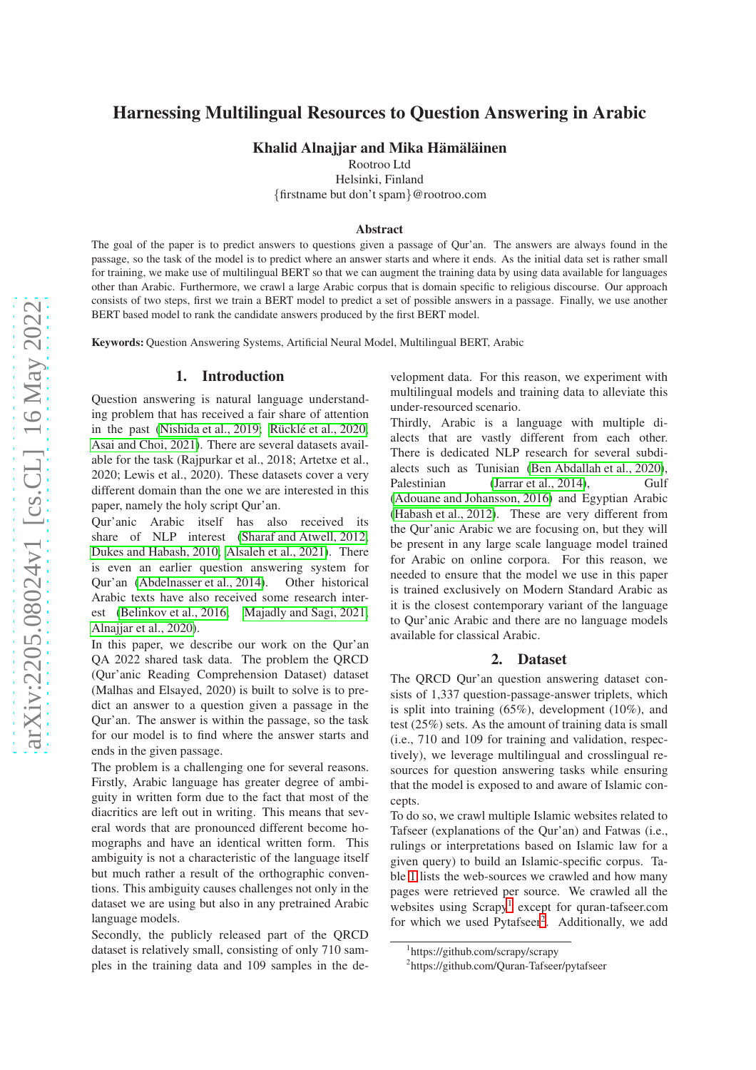# Harnessing Multilingual Resources to Question Answering in Arabic

**Khalid Alnajjar and Mika Hämäläinen**

Rootroo Ltd
Helsinki, Finland
{firstname but don't spam}@rootroo.com

## Abstract

The goal of the paper is to predict answers to questions given a passage of Qur'an. The answers are always found in the passage, so the task of the model is to predict where an answer starts and where it ends. As the initial data set is rather small for training, we make use of multilingual BERT so that we can augment the training data by using data available for languages other than Arabic. Furthermore, we crawl a large Arabic corpus that is domain specific to religious discourse. Our approach consists of two steps, first we train a BERT model to predict a set of possible answers in a passage. Finally, we use another BERT based model to rank the candidate answers produced by the first BERT model.

**Keywords:** Question Answering Systems, Artificial Neural Model, Multilingual BERT, Arabic

## 1. Introduction

Question answering is natural language understanding problem that has received a fair share of attention in the past (Nishida et al., 2019; Rücklé et al., 2020; Asai and Choi, 2021). There are several datasets available for the task (Rajpurkar et al., 2018; Artetxe et al., 2020; Lewis et al., 2020). These datasets cover a very different domain than the one we are interested in this paper, namely the holy script Qur'an.

Qur'anic Arabic itself has also received its share of NLP interest (Sharaf and Atwell, 2012; Dukes and Habash, 2010; Alsaleh et al., 2021). There is even an earlier question answering system for Qur'an (Abdelnasser et al., 2014). Other historical Arabic texts have also received some research interest (Belinkov et al., 2016; Majadly and Sagi, 2021; Alnajjar et al., 2020).

In this paper, we describe our work on the Qur'an QA 2022 shared task data. The problem the QRCD (Qur'anic Reading Comprehension Dataset) dataset (Malhas and Elsayed, 2020) is built to solve is to predict an answer to a question given a passage in the Qur'an. The answer is within the passage, so the task for our model is to find where the answer starts and ends in the given passage.

The problem is a challenging one for several reasons. Firstly, Arabic language has greater degree of ambiguity in written form due to the fact that most of the diacritics are left out in writing. This means that several words that are pronounced different become homographs and have an identical written form. This ambiguity is not a characteristic of the language itself but much rather a result of the orthographic conventions. This ambiguity causes challenges not only in the dataset we are using but also in any pretrained Arabic language models.

Secondly, the publicly released part of the QRCD dataset is relatively small, consisting of only 710 samples in the training data and 109 samples in the development data. For this reason, we experiment with multilingual models and training data to alleviate this under-resourced scenario.

Thirdly, Arabic is a language with multiple dialects that are vastly different from each other. There is dedicated NLP research for several subdialects such as Tunisian (Ben Abdallah et al., 2020), Palestinian (Jarrar et al., 2014), Gulf (Adouane and Johansson, 2016) and Egyptian Arabic (Habash et al., 2012). These are very different from the Qur'anic Arabic we are focusing on, but they will be present in any large scale language model trained for Arabic on online corpora. For this reason, we needed to ensure that the model we use in this paper is trained exclusively on Modern Standard Arabic as it is the closest contemporary variant of the language to Qur'anic Arabic and there are no language models available for classical Arabic.

## 2. Dataset

The QRCD Qur'an question answering dataset consists of 1,337 question-passage-answer triplets, which is split into training (65%), development (10%), and test (25%) sets. As the amount of training data is small (i.e., 710 and 109 for training and validation, respectively), we leverage multilingual and crosslingual resources for question answering tasks while ensuring that the model is exposed to and aware of Islamic concepts.

To do so, we crawl multiple Islamic websites related to Tafseer (explanations of the Qur'an) and Fatwas (i.e., rulings or interpretations based on Islamic law for a given query) to build an Islamic-specific corpus. Table 1 lists the web-sources we crawled and how many pages were retrieved per source. We crawled all the websites using Scrapy[1] except for quran-tafseer.com for which we used Pytafseer[2]. Additionally, we add

[1] https://github.com/scrapy/scrapy

[2] https://github.com/Quran-Tafseer/pytafseer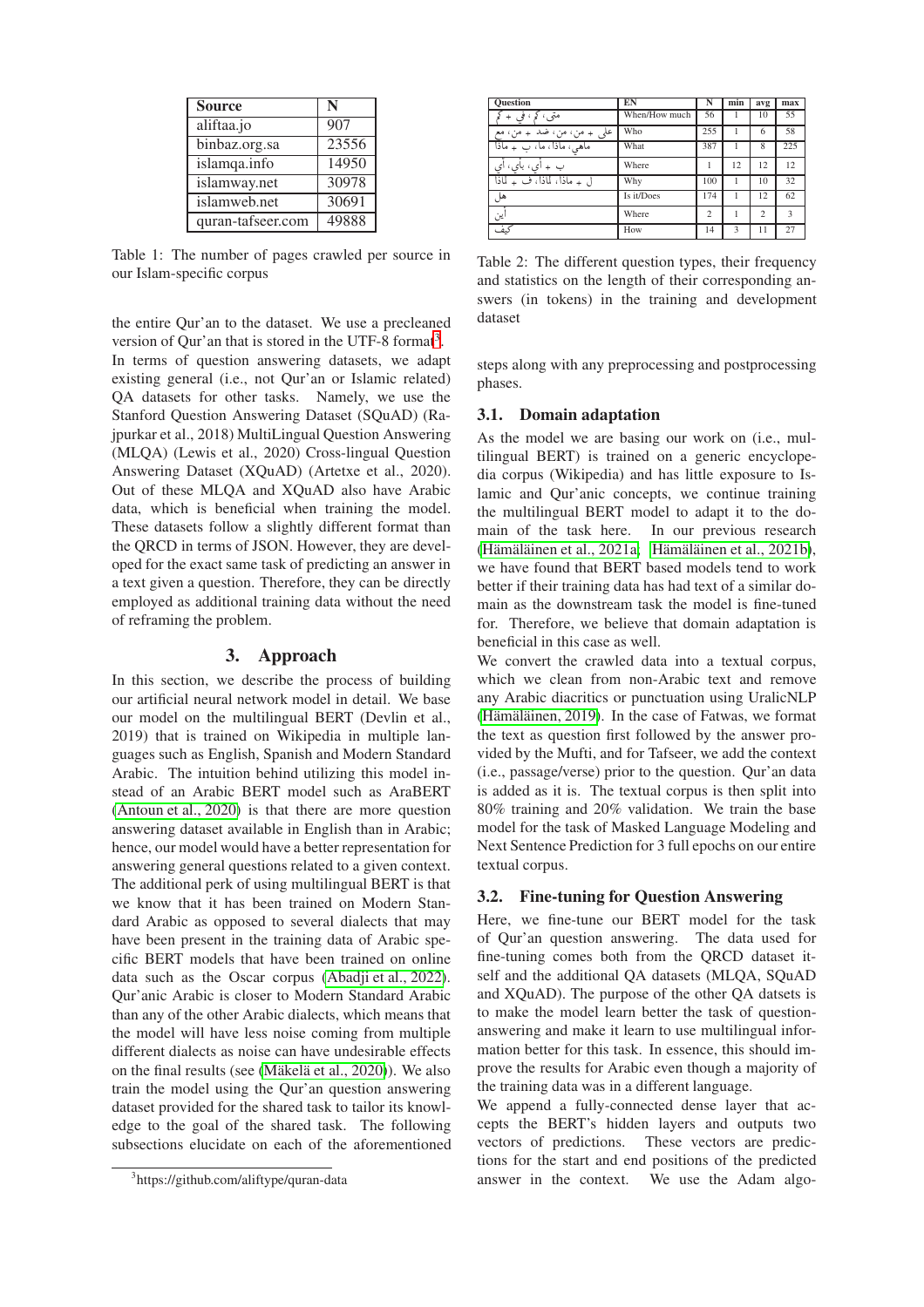| Source | N |
|---|---|
| aliftaa.jo | 907 |
| binbaz.org.sa | 23556 |
| islamqa.info | 14950 |
| islamway.net | 30978 |
| islamweb.net | 30691 |
| quran-tafseer.com | 49888 |

Table 1: The number of pages crawled per source in our Islam-specific corpus

the entire Qur'an to the dataset. We use a precleaned version of Qur'an that is stored in the UTF-8 format[3]. In terms of question answering datasets, we adapt existing general (i.e., not Qur'an or Islamic related) QA datasets for other tasks. Namely, we use the Stanford Question Answering Dataset (SQuAD) (Rajpurkar et al., 2018) MultiLingual Question Answering (MLQA) (Lewis et al., 2020) Cross-lingual Question Answering Dataset (XQuAD) (Artetxe et al., 2020). Out of these MLQA and XQuAD also have Arabic data, which is beneficial when training the model. These datasets follow a slightly different format than the QRCD in terms of JSON. However, they are developed for the exact same task of predicting an answer in a text given a question. Therefore, they can be directly employed as additional training data without the need of reframing the problem.

## 3. Approach

In this section, we describe the process of building our artificial neural network model in detail. We base our model on the multilingual BERT (Devlin et al., 2019) that is trained on Wikipedia in multiple languages such as English, Spanish and Modern Standard Arabic. The intuition behind utilizing this model instead of an Arabic BERT model such as AraBERT (Antoun et al., 2020) is that there are more question answering dataset available in English than in Arabic; hence, our model would have a better representation for answering general questions related to a given context. The additional perk of using multilingual BERT is that we know that it has been trained on Modern Standard Arabic as opposed to several dialects that may have been present in the training data of Arabic specific BERT models that have been trained on online data such as the Oscar corpus (Abadji et al., 2022). Qur'anic Arabic is closer to Modern Standard Arabic than any of the other Arabic dialects, which means that the model will have less noise coming from multiple different dialects as noise can have undesirable effects on the final results (see (Mäkelä et al., 2020)). We also train the model using the Qur'an question answering dataset provided for the shared task to tailor its knowledge to the goal of the shared task. The following subsections elucidate on each of the aforementioned steps along with any preprocessing and postprocessing phases.

[3] https://github.com/aliftype/quran-data

| Question | EN | N | min | avg | max |
|---|---|---|---|---|---|
| متى، كم، في + كم | When/How much | 56 | 1 | 10 | 55 |
| على + من، من، ضد + من، مع | Who | 255 | 1 | 6 | 58 |
| ماهي، ماذا، ما، ب + ماذا | What | 387 | 1 | 8 | 225 |
| ب + أي، بأي، أي | Where | 1 | 12 | 12 | 12 |
| ل + ماذا، لماذا، ف + لماذا | Why | 100 | 1 | 10 | 32 |
| هل | Is it/Does | 174 | 1 | 12 | 62 |
| أين | Where | 2 | 1 | 2 | 3 |
| كيف | How | 14 | 3 | 11 | 27 |

Table 2: The different question types, their frequency and statistics on the length of their corresponding answers (in tokens) in the training and development dataset

### 3.1. Domain adaptation

As the model we are basing our work on (i.e., multilingual BERT) is trained on a generic encyclopedia corpus (Wikipedia) and has little exposure to Islamic and Qur'anic concepts, we continue training the multilingual BERT model to adapt it to the domain of the task here. In our previous research (Hämäläinen et al., 2021a; Hämäläinen et al., 2021b), we have found that BERT based models tend to work better if their training data has had text of a similar domain as the downstream task the model is fine-tuned for. Therefore, we believe that domain adaptation is beneficial in this case as well.

We convert the crawled data into a textual corpus, which we clean from non-Arabic text and remove any Arabic diacritics or punctuation using UralicNLP (Hämäläinen, 2019). In the case of Fatwas, we format the text as question first followed by the answer provided by the Mufti, and for Tafseer, we add the context (i.e., passage/verse) prior to the question. Qur'an data is added as it is. The textual corpus is then split into 80% training and 20% validation. We train the base model for the task of Masked Language Modeling and Next Sentence Prediction for 3 full epochs on our entire textual corpus.

### 3.2. Fine-tuning for Question Answering

Here, we fine-tune our BERT model for the task of Qur'an question answering. The data used for fine-tuning comes both from the QRCD dataset itself and the additional QA datasets (MLQA, SQuAD and XQuAD). The purpose of the other QA datsets is to make the model learn better the task of question-answering and make it learn to use multilingual information better for this task. In essence, this should improve the results for Arabic even though a majority of the training data was in a different language.

We append a fully-connected dense layer that accepts the BERT's hidden layers and outputs two vectors of predictions. These vectors are predictions for the start and end positions of the predicted answer in the context. We use the Adam algo-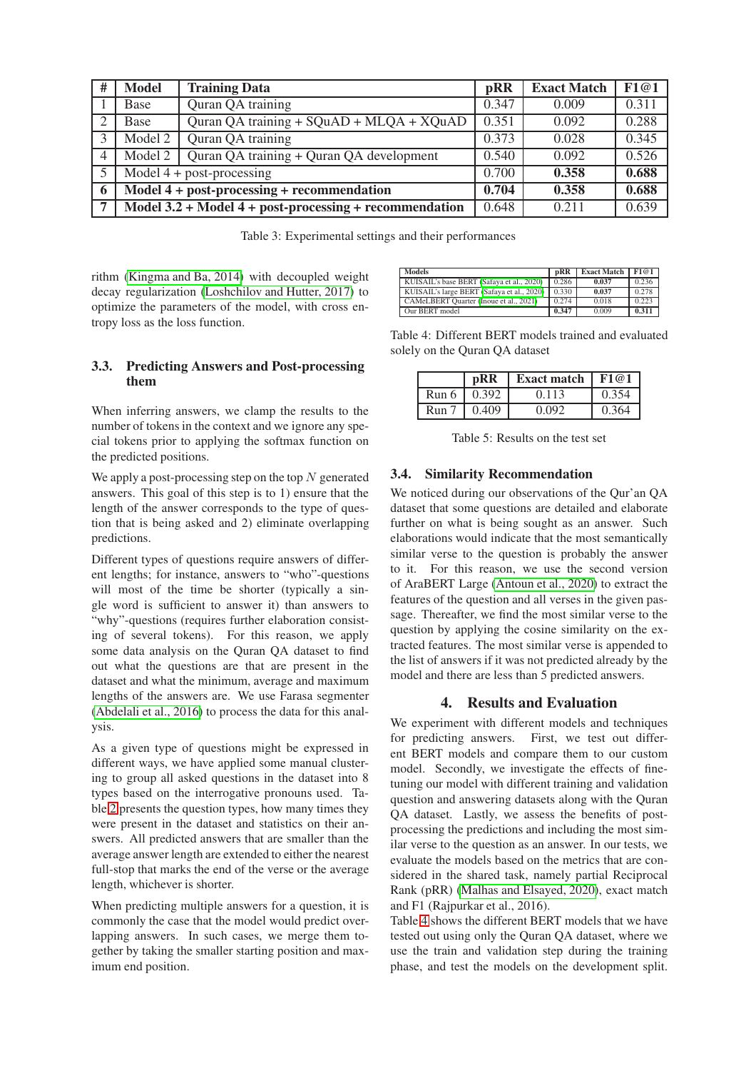| # | Model | Training Data | pRR | Exact Match | F1@1 |
|---|---|---|---|---|---|
| 1 | Base | Quran QA training | 0.347 | 0.009 | 0.311 |
| 2 | Base | Quran QA training + SQuAD + MLQA + XQuAD | 0.351 | 0.092 | 0.288 |
| 3 | Model 2 | Quran QA training | 0.373 | 0.028 | 0.345 |
| 4 | Model 2 | Quran QA training + Quran QA development | 0.540 | 0.092 | 0.526 |
| 5 | Model 4 + post-processing | | 0.700 | **0.358** | **0.688** |
| **6** | **Model 4 + post-processing + recommendation** | | **0.704** | **0.358** | **0.688** |
| **7** | **Model 3.2 + Model 4 + post-processing + recommendation** | | 0.648 | 0.211 | 0.639 |

Table 3: Experimental settings and their performances

rithm (Kingma and Ba, 2014) with decoupled weight decay regularization (Loshchilov and Hutter, 2017) to optimize the parameters of the model, with cross entropy loss as the loss function.

### 3.3. Predicting Answers and Post-processing them

When inferring answers, we clamp the results to the number of tokens in the context and we ignore any special tokens prior to applying the softmax function on the predicted positions.

We apply a post-processing step on the top $N$ generated answers. This goal of this step is to 1) ensure that the length of the answer corresponds to the type of question that is being asked and 2) eliminate overlapping predictions.

Different types of questions require answers of different lengths; for instance, answers to "who"-questions will most of the time be shorter (typically a single word is sufficient to answer it) than answers to "why"-questions (requires further elaboration consisting of several tokens). For this reason, we apply some data analysis on the Quran QA dataset to find out what the questions are that are present in the dataset and what the minimum, average and maximum lengths of the answers are. We use Farasa segmenter (Abdelali et al., 2016) to process the data for this analysis.

As a given type of questions might be expressed in different ways, we have applied some manual clustering to group all asked questions in the dataset into 8 types based on the interrogative pronouns used. Table 2 presents the question types, how many times they were present in the dataset and statistics on their answers. All predicted answers that are smaller than the average answer length are extended to either the nearest full-stop that marks the end of the verse or the average length, whichever is shorter.

When predicting multiple answers for a question, it is commonly the case that the model would predict overlapping answers. In such cases, we merge them together by taking the smaller starting position and maximum end position.

| Models | pRR | Exact Match | F1@1 |
|---|---|---|---|
| KUISAIL's base BERT (Safaya et al., 2020) | 0.286 | **0.037** | 0.236 |
| KUISAIL's large BERT (Safaya et al., 2020) | 0.330 | **0.037** | 0.278 |
| CAMeLBERT Quarter (Inoue et al., 2021) | 0.274 | 0.018 | 0.223 |
| Our BERT model | **0.347** | 0.009 | **0.311** |

Table 4: Different BERT models trained and evaluated solely on the Quran QA dataset

| | pRR | Exact match | F1@1 |
|---|---|---|---|
| Run 6 | 0.392 | 0.113 | 0.354 |
| Run 7 | 0.409 | 0.092 | 0.364 |

Table 5: Results on the test set

### 3.4. Similarity Recommendation

We noticed during our observations of the Qur'an QA dataset that some questions are detailed and elaborate further on what is being sought as an answer. Such elaborations would indicate that the most semantically similar verse to the question is probably the answer to it. For this reason, we use the second version of AraBERT Large (Antoun et al., 2020) to extract the features of the question and all verses in the given passage. Thereafter, we find the most similar verse to the question by applying the cosine similarity on the extracted features. The most similar verse is appended to the list of answers if it was not predicted already by the model and there are less than 5 predicted answers.

## 4. Results and Evaluation

We experiment with different models and techniques for predicting answers. First, we test out different BERT models and compare them to our custom model. Secondly, we investigate the effects of fine-tuning our model with different training and validation question and answering datasets along with the Quran QA dataset. Lastly, we assess the benefits of post-processing the predictions and including the most similar verse to the question as an answer. In our tests, we evaluate the models based on the metrics that are considered in the shared task, namely partial Reciprocal Rank (pRR) (Malhas and Elsayed, 2020), exact match and F1 (Rajpurkar et al., 2016).

Table 4 shows the different BERT models that we have tested out using only the Quran QA dataset, where we use the train and validation step during the training phase, and test the models on the development split.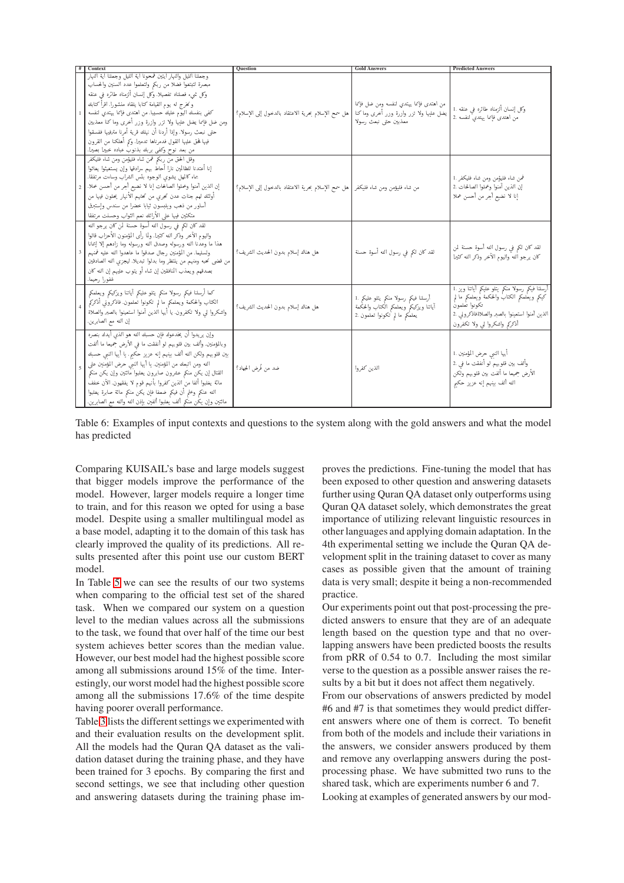| # | Context | Question | Gold Answers | Predicted Answers |
|---|---|---|---|---|
| 1 | وجعلنا الليل والنهار آيتين فمحونا آية الليل وجعلنا آية النهار مبصرة لتبتغوا فضلا من ربكم ولتعلموا عدد السنين والحساب وكل شيء فصلناه تفصيلا. وكل إنسان ألزمناه طائره في عنقه ونخرج له يوم القيامة كتابا يلقاه منشورا. اقرأ كتابك كفى بنفسك اليوم عليك حسيبا. من اهتدى فإنما يهتدي لنفسه ومن ضل فإنما يضل عليها ولا تزر وازرة وزر أخرى وما كنا معذبين حتى نبعث رسولا. وإذا أردنا أن نهلك قرية أمرنا مترفيها ففسقوا فيها فحق عليها القول فدمرناها تدميرا. وكم أهلكنا من القرون من بعد نوح وكفى بربك بذنوب عباده خبيرا بصيرا. | هل سمح الإسلام بحرية الاعتقاد بالدخول إلى الإسلام؟ | من اهتدى فإنما يهتدي لنفسه ومن ضل فإنما يضل عليها ولا تزر وازرة وزر أخرى وما كنا معذبين حتى نبعث رسولا | 1. وكل إنسان ألزمناه طائره في عنقه 2. من اهتدى فإنما يهتدي لنفسه |
| 2 | وقل الحق من ربكم فمن شاء فليؤمن ومن شاء فليكفر إنا أعتدنا للظالمين نارا أحاط بهم سرادقها وإن يستغيثوا يغاثوا بماء كالمهل يشوي الوجوه بئس الشراب وساءت مرتفقا. إن الذين آمنوا وعملوا الصالحات إنا لا نضيع أجر من أحسن عملا. أولئك لهم جنات عدن تجري من تحتهم الأنهار يحلون فيها من أساور من ذهب ويلبسون ثيابا خضرا من سندس وإستبرق متكئين فيها على الأرائك نعم الثواب وحسنت مرتفقا | هل سمح الإسلام بحرية الاعتقاد بالدخول إلى الإسلام؟ | من شاء فليؤمن ومن شاء فليكفر | 1. فمن شاء فليؤمن ومن شاء فليكفر 2. إن الذين آمنوا وعملوا الصالحات إنا لا نضيع أجر من أحسن عملا |
| 3 | لقد كان لكم في رسول الله أسوة حسنة لمن كان يرجو الله واليوم الآخر وذكر الله كثيرا. ولما رأى المؤمنون الأحزاب قالوا هذا ما وعدنا الله ورسوله وصدق الله ورسوله وما زادهم إلا إيمانا وتسليما. من المؤمنين رجال صدقوا ما عاهدوا الله عليه فمنهم من قضى نحبه ومنهم من ينتظر وما بدلوا تبديلا. ليجزي الله الصادقين بصدقهم ويعذب المنافقين إن شاء أو يتوب عليهم إن الله كان غفورا رحيما. | هل هناك إسلام بدون الحديث الشريف؟ | لقد كان لكم في رسول الله أسوة حسنة | لقد كان لكم في رسول الله أسوة حسنة لمن كان يرجو الله واليوم الآخر وذكر الله كثيرا |
| 4 | كما أرسلنا فيكم رسولا منكم يتلو عليكم آياتنا ويزكيكم ويعلمكم الكتاب والحكمة ويعلمكم ما لم تكونوا تعلمون. فاذكروني أذكركم واشكروا لي ولا تكفرون. يا أيها الذين آمنوا استعينوا بالصبر والصلاة إن الله مع الصابرين. | هل هناك إسلام بدون الحديث الشريف؟ | 1. أرسلنا فيكم رسولا منكم يتلو عليكم آياتنا ويزكيكم ويعلمكم الكتاب والحكمة 2. يعلمكم ما لم تكونوا تعلمون | 1. أرسلنا فيكم رسولا منكم يتلو عليكم آياتنا ويزكيكم ويعلمكم الكتاب والحكمة ويعلمكم ما لم تكونوا تعلمون 2. الذين آمنوا استعينوا بالصبر والصلاةفاذكروني أذكركم واشكروا لي ولا تكفرون |
| 5 | وإن يريدوا أن يخدعوك فإن حسبك الله هو الذي أيدك بنصره وبالمؤمنين. وألف بين قلوبهم لو أنفقت ما في الأرض جميعا ما ألفت بين قلوبهم ولكن الله ألف بينهم إنه عزيز حكيم. يا أيها النبي حسبك الله ومن اتبعك من المؤمنين. يا أيها النبي حرض المؤمنين على القتال إن يكن منكم عشرون صابرون يغلبوا مائتين وإن يكن منكم مائة يغلبوا ألفا من الذين كفروا بأنهم قوم لا يفقهون. الآن خفف الله عنكم وعلم أن فيكم ضعفا فإن يكن منكم مائة صابرة يغلبوا مائتين وإن يكن منكم ألف يغلبوا ألفين بإذن الله والله مع الصابرين. | ضد من فُرض الجهاد؟ | الذين كفروا | 1. أيها النبي حرض المؤمنين 2. وألف بين قلوبهم لو أنفقت ما في الأرض جميعا ما ألفت بين قلوبهم ولكن الله ألف بينهم إنه عزيز حكيم |

Table 6: Examples of input contexts and questions to the system along with the gold answers and what the model has predicted

Comparing KUISAIL's base and large models suggest that bigger models improve the performance of the model. However, larger models require a longer time to train, and for this reason we opted for using a base model. Despite using a smaller multilingual model as a base model, adapting it to the domain of this task has clearly improved the quality of its predictions. All results presented after this point use our custom BERT model.

In Table 5 we can see the results of our two systems when comparing to the official test set of the shared task. When we compared our system on a question level to the median values across all the submissions to the task, we found that over half of the time our best system achieves better scores than the median value. However, our best model had the highest possible score among all submissions around 15% of the time. Interestingly, our worst model had the highest possible score among all the submissions 17.6% of the time despite having poorer overall performance.

Table 3 lists the different settings we experimented with and their evaluation results on the development split. All the models had the Quran QA dataset as the validation dataset during the training phase, and they have been trained for 3 epochs. By comparing the first and second settings, we see that including other question and answering datasets during the training phase improves the predictions. Fine-tuning the model that has been exposed to other question and answering datasets further using Quran QA dataset only outperforms using Quran QA dataset solely, which demonstrates the great importance of utilizing relevant linguistic resources in other languages and applying domain adaptation. In the 4th experimental setting we include the Quran QA development split in the training dataset to cover as many cases as possible given that the amount of training data is very small; despite it being a non-recommended practice.

Our experiments point out that post-processing the predicted answers to ensure that they are of an adequate length based on the question type and that no overlapping answers have been predicted boosts the results from pRR of 0.54 to 0.7. Including the most similar verse to the question as a possible answer raises the results by a bit but it does not affect them negatively.

From our observations of answers predicted by model #6 and #7 is that sometimes they would predict different answers where one of them is correct. To benefit from both of the models and include their variations in the answers, we consider answers produced by them and remove any overlapping answers during the post-processing phase. We have submitted two runs to the shared task, which are experiments number 6 and 7.

Looking at examples of generated answers by our mod-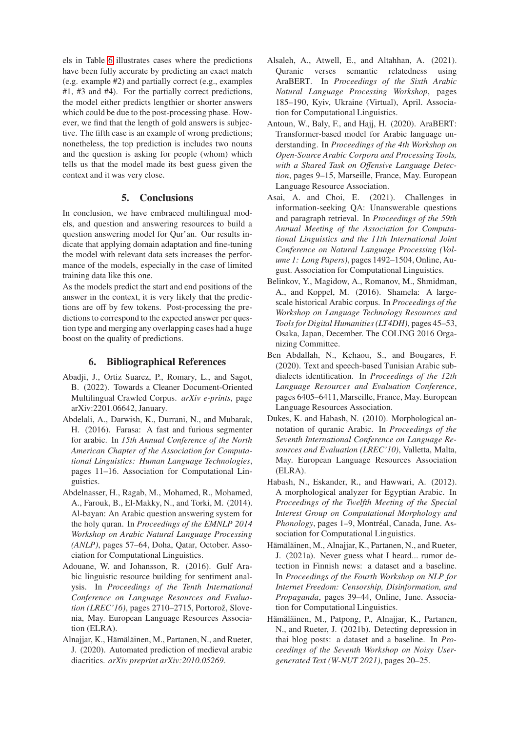els in Table 6 illustrates cases where the predictions have been fully accurate by predicting an exact match (e.g. example #2) and partially correct (e.g., examples #1, #3 and #4). For the partially correct predictions, the model either predicts lengthier or shorter answers which could be due to the post-processing phase. However, we find that the length of gold answers is subjective. The fifth case is an example of wrong predictions; nonetheless, the top prediction is includes two nouns and the question is asking for people (whom) which tells us that the model made its best guess given the context and it was very close.

## 5. Conclusions

In conclusion, we have embraced multilingual models, and question and answering resources to build a question answering model for Qur'an. Our results indicate that applying domain adaptation and fine-tuning the model with relevant data sets increases the performance of the models, especially in the case of limited training data like this one.

As the models predict the start and end positions of the answer in the context, it is very likely that the predictions are off by few tokens. Post-processing the predictions to correspond to the expected answer per question type and merging any overlapping cases had a huge boost on the quality of predictions.

## 6. Bibliographical References

Abadji, J., Ortiz Suarez, P., Romary, L., and Sagot, B. (2022). Towards a Cleaner Document-Oriented Multilingual Crawled Corpus. *arXiv e-prints*, page arXiv:2201.06642, January.

Abdelali, A., Darwish, K., Durrani, N., and Mubarak, H. (2016). Farasa: A fast and furious segmenter for arabic. In *15th Annual Conference of the North American Chapter of the Association for Computational Linguistics: Human Language Technologies*, pages 11–16. Association for Computational Linguistics.

Abdelnasser, H., Ragab, M., Mohamed, R., Mohamed, A., Farouk, B., El-Makky, N., and Torki, M. (2014). Al-bayan: An Arabic question answering system for the holy quran. In *Proceedings of the EMNLP 2014 Workshop on Arabic Natural Language Processing (ANLP)*, pages 57–64, Doha, Qatar, October. Association for Computational Linguistics.

Adouane, W. and Johansson, R. (2016). Gulf Arabic linguistic resource building for sentiment analysis. In *Proceedings of the Tenth International Conference on Language Resources and Evaluation (LREC'16)*, pages 2710–2715, Portorož, Slovenia, May. European Language Resources Association (ELRA).

Alnajjar, K., Hämäläinen, M., Partanen, N., and Rueter, J. (2020). Automated prediction of medieval arabic diacritics. *arXiv preprint arXiv:2010.05269*.

Alsaleh, A., Atwell, E., and Altahhan, A. (2021). Quranic verses semantic relatedness using AraBERT. In *Proceedings of the Sixth Arabic Natural Language Processing Workshop*, pages 185–190, Kyiv, Ukraine (Virtual), April. Association for Computational Linguistics.

Antoun, W., Baly, F., and Hajj, H. (2020). AraBERT: Transformer-based model for Arabic language understanding. In *Proceedings of the 4th Workshop on Open-Source Arabic Corpora and Processing Tools, with a Shared Task on Offensive Language Detection*, pages 9–15, Marseille, France, May. European Language Resource Association.

Asai, A. and Choi, E. (2021). Challenges in information-seeking QA: Unanswerable questions and paragraph retrieval. In *Proceedings of the 59th Annual Meeting of the Association for Computational Linguistics and the 11th International Joint Conference on Natural Language Processing (Volume 1: Long Papers)*, pages 1492–1504, Online, August. Association for Computational Linguistics.

Belinkov, Y., Magidow, A., Romanov, M., Shmidman, A., and Koppel, M. (2016). Shamela: A large-scale historical Arabic corpus. In *Proceedings of the Workshop on Language Technology Resources and Tools for Digital Humanities (LT4DH)*, pages 45–53, Osaka, Japan, December. The COLING 2016 Organizing Committee.

Ben Abdallah, N., Kchaou, S., and Bougares, F. (2020). Text and speech-based Tunisian Arabic subdialects identification. In *Proceedings of the 12th Language Resources and Evaluation Conference*, pages 6405–6411, Marseille, France, May. European Language Resources Association.

Dukes, K. and Habash, N. (2010). Morphological annotation of quranic Arabic. In *Proceedings of the Seventh International Conference on Language Resources and Evaluation (LREC'10)*, Valletta, Malta, May. European Language Resources Association (ELRA).

Habash, N., Eskander, R., and Hawwari, A. (2012). A morphological analyzer for Egyptian Arabic. In *Proceedings of the Twelfth Meeting of the Special Interest Group on Computational Morphology and Phonology*, pages 1–9, Montréal, Canada, June. Association for Computational Linguistics.

Hämäläinen, M., Alnajjar, K., Partanen, N., and Rueter, J. (2021a). Never guess what I heard... rumor detection in Finnish news: a dataset and a baseline. In *Proceedings of the Fourth Workshop on NLP for Internet Freedom: Censorship, Disinformation, and Propaganda*, pages 39–44, Online, June. Association for Computational Linguistics.

Hämäläinen, M., Patpong, P., Alnajjar, K., Partanen, N., and Rueter, J. (2021b). Detecting depression in thai blog posts: a dataset and a baseline. In *Proceedings of the Seventh Workshop on Noisy User-generated Text (W-NUT 2021)*, pages 20–25.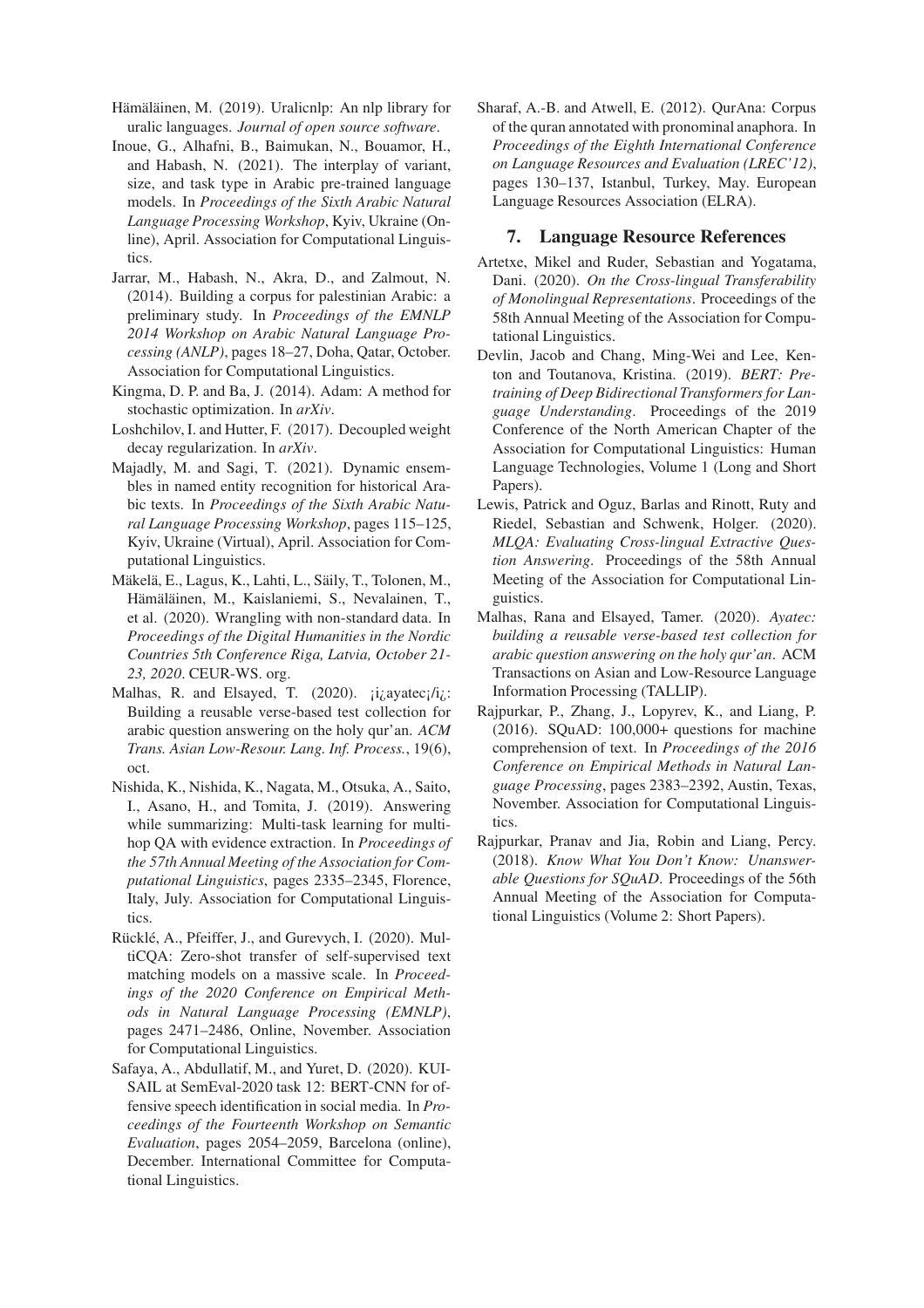Hämäläinen, M. (2019). Uralicnlp: An nlp library for uralic languages. *Journal of open source software*.

Inoue, G., Alhafni, B., Baimukan, N., Bouamor, H., and Habash, N. (2021). The interplay of variant, size, and task type in Arabic pre-trained language models. In *Proceedings of the Sixth Arabic Natural Language Processing Workshop*, Kyiv, Ukraine (Online), April. Association for Computational Linguistics.

Jarrar, M., Habash, N., Akra, D., and Zalmout, N. (2014). Building a corpus for palestinian Arabic: a preliminary study. In *Proceedings of the EMNLP 2014 Workshop on Arabic Natural Language Processing (ANLP)*, pages 18–27, Doha, Qatar, October. Association for Computational Linguistics.

Kingma, D. P. and Ba, J. (2014). Adam: A method for stochastic optimization. In *arXiv*.

Loshchilov, I. and Hutter, F. (2017). Decoupled weight decay regularization. In *arXiv*.

Majadly, M. and Sagi, T. (2021). Dynamic ensembles in named entity recognition for historical Arabic texts. In *Proceedings of the Sixth Arabic Natural Language Processing Workshop*, pages 115–125, Kyiv, Ukraine (Virtual), April. Association for Computational Linguistics.

Mäkelä, E., Lagus, K., Lahti, L., Säily, T., Tolonen, M., Hämäläinen, M., Kaislaniemi, S., Nevalainen, T., et al. (2020). Wrangling with non-standard data. In *Proceedings of the Digital Humanities in the Nordic Countries 5th Conference Riga, Latvia, October 21-23, 2020*. CEUR-WS. org.

Malhas, R. and Elsayed, T. (2020). ¡i¿ayatec¡/i¿: Building a reusable verse-based test collection for arabic question answering on the holy qur'an. *ACM Trans. Asian Low-Resour. Lang. Inf. Process.*, 19(6), oct.

Nishida, K., Nishida, K., Nagata, M., Otsuka, A., Saito, I., Asano, H., and Tomita, J. (2019). Answering while summarizing: Multi-task learning for multi-hop QA with evidence extraction. In *Proceedings of the 57th Annual Meeting of the Association for Computational Linguistics*, pages 2335–2345, Florence, Italy, July. Association for Computational Linguistics.

Rücklé, A., Pfeiffer, J., and Gurevych, I. (2020). MultiCQA: Zero-shot transfer of self-supervised text matching models on a massive scale. In *Proceedings of the 2020 Conference on Empirical Methods in Natural Language Processing (EMNLP)*, pages 2471–2486, Online, November. Association for Computational Linguistics.

Safaya, A., Abdullatif, M., and Yuret, D. (2020). KUISAIL at SemEval-2020 task 12: BERT-CNN for offensive speech identification in social media. In *Proceedings of the Fourteenth Workshop on Semantic Evaluation*, pages 2054–2059, Barcelona (online), December. International Committee for Computational Linguistics.

Sharaf, A.-B. and Atwell, E. (2012). QurAna: Corpus of the quran annotated with pronominal anaphora. In *Proceedings of the Eighth International Conference on Language Resources and Evaluation (LREC'12)*, pages 130–137, Istanbul, Turkey, May. European Language Resources Association (ELRA).

## 7. Language Resource References

Artetxe, Mikel and Ruder, Sebastian and Yogatama, Dani. (2020). *On the Cross-lingual Transferability of Monolingual Representations*. Proceedings of the 58th Annual Meeting of the Association for Computational Linguistics.

Devlin, Jacob and Chang, Ming-Wei and Lee, Kenton and Toutanova, Kristina. (2019). *BERT: Pre-training of Deep Bidirectional Transformers for Language Understanding*. Proceedings of the 2019 Conference of the North American Chapter of the Association for Computational Linguistics: Human Language Technologies, Volume 1 (Long and Short Papers).

Lewis, Patrick and Oguz, Barlas and Rinott, Ruty and Riedel, Sebastian and Schwenk, Holger. (2020). *MLQA: Evaluating Cross-lingual Extractive Question Answering*. Proceedings of the 58th Annual Meeting of the Association for Computational Linguistics.

Malhas, Rana and Elsayed, Tamer. (2020). *Ayatec: building a reusable verse-based test collection for arabic question answering on the holy qur'an*. ACM Transactions on Asian and Low-Resource Language Information Processing (TALLIP).

Rajpurkar, P., Zhang, J., Lopyrev, K., and Liang, P. (2016). SQuAD: 100,000+ questions for machine comprehension of text. In *Proceedings of the 2016 Conference on Empirical Methods in Natural Language Processing*, pages 2383–2392, Austin, Texas, November. Association for Computational Linguistics.

Rajpurkar, Pranav and Jia, Robin and Liang, Percy. (2018). *Know What You Don't Know: Unanswerable Questions for SQuAD*. Proceedings of the 56th Annual Meeting of the Association for Computational Linguistics (Volume 2: Short Papers).